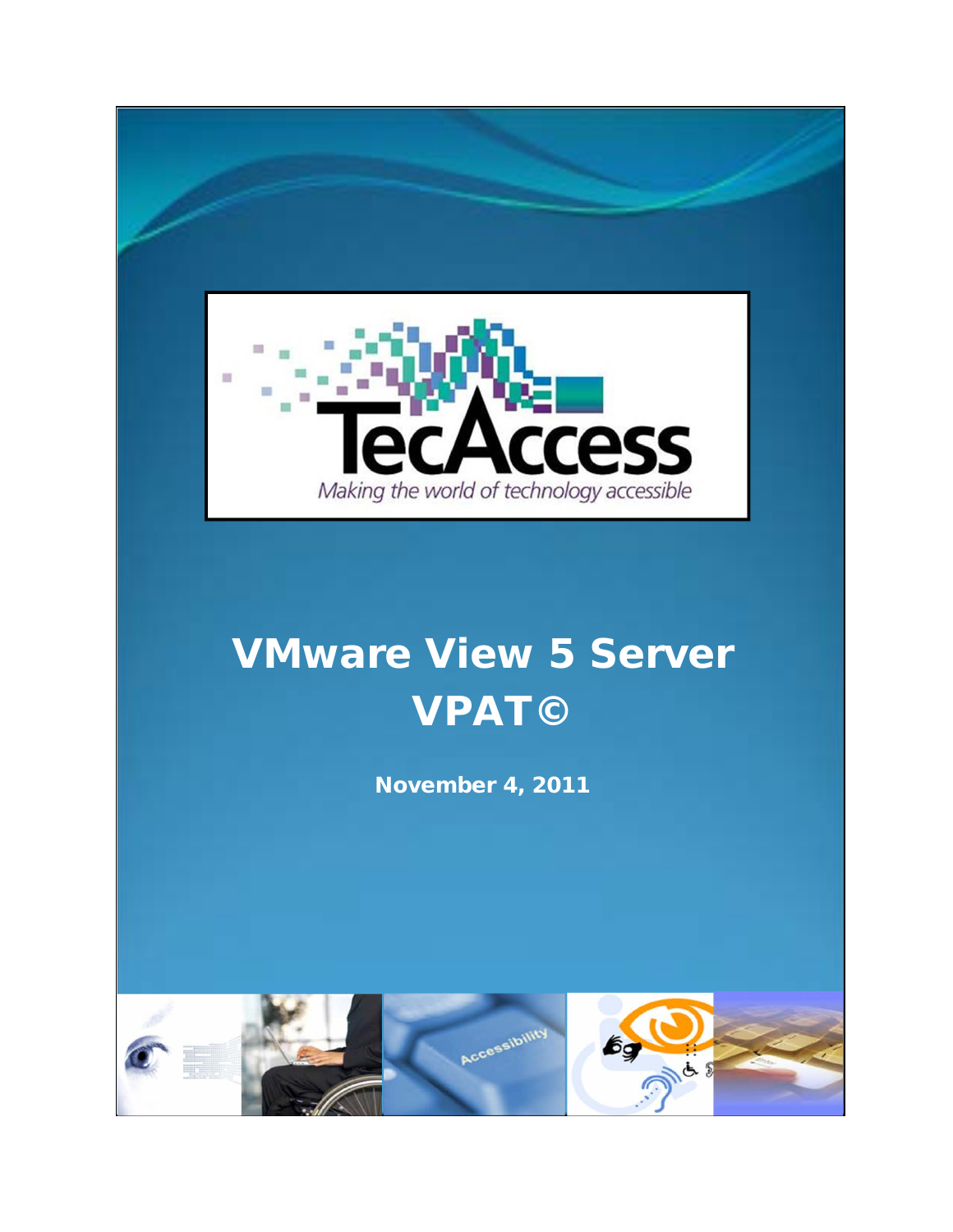TecAccess

*Making the world of technology accessible*

# VMware View 5 Server VPAT©

**November 4, 2011**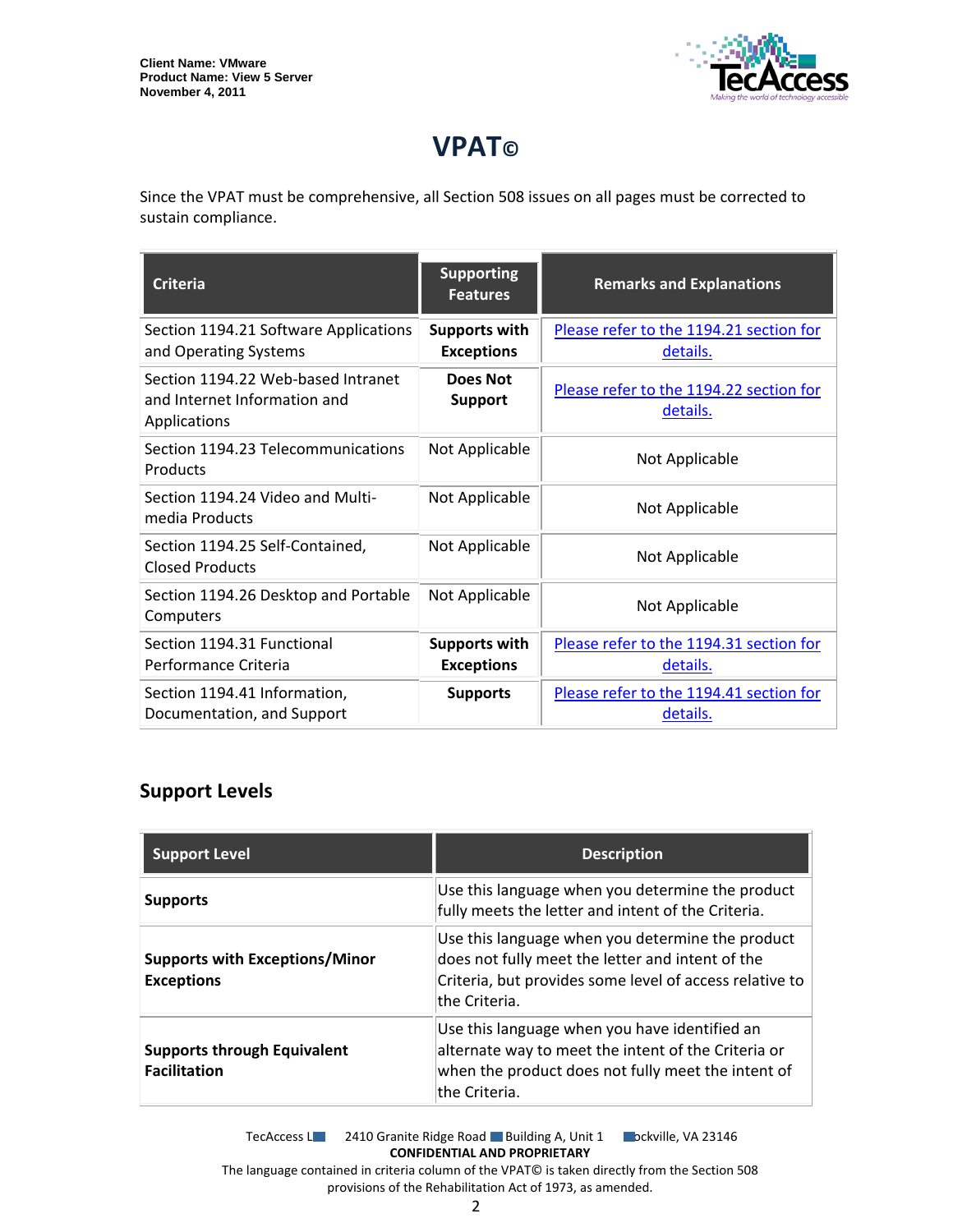Client Name: VMware
Product Name: View 5 Server
November 4, 2011

# VPAT©

Since the VPAT must be comprehensive, all Section 508 issues on all pages must be corrected to sustain compliance.

| Criteria | Supporting Features | Remarks and Explanations |
|---|---|---|
| Section 1194.21 Software Applications and Operating Systems | **Supports with Exceptions** | Please refer to the 1194.21 section for details. |
| Section 1194.22 Web-based Intranet and Internet Information and Applications | **Does Not Support** | Please refer to the 1194.22 section for details. |
| Section 1194.23 Telecommunications Products | Not Applicable | Not Applicable |
| Section 1194.24 Video and Multi-media Products | Not Applicable | Not Applicable |
| Section 1194.25 Self-Contained, Closed Products | Not Applicable | Not Applicable |
| Section 1194.26 Desktop and Portable Computers | Not Applicable | Not Applicable |
| Section 1194.31 Functional Performance Criteria | **Supports with Exceptions** | Please refer to the 1194.31 section for details. |
| Section 1194.41 Information, Documentation, and Support | **Supports** | Please refer to the 1194.41 section for details. |

## Support Levels

| Support Level | Description |
|---|---|
| **Supports** | Use this language when you determine the product fully meets the letter and intent of the Criteria. |
| **Supports with Exceptions/Minor Exceptions** | Use this language when you determine the product does not fully meet the letter and intent of the Criteria, but provides some level of access relative to the Criteria. |
| **Supports through Equivalent Facilitation** | Use this language when you have identified an alternate way to meet the intent of the Criteria or when the product does not fully meet the intent of the Criteria. |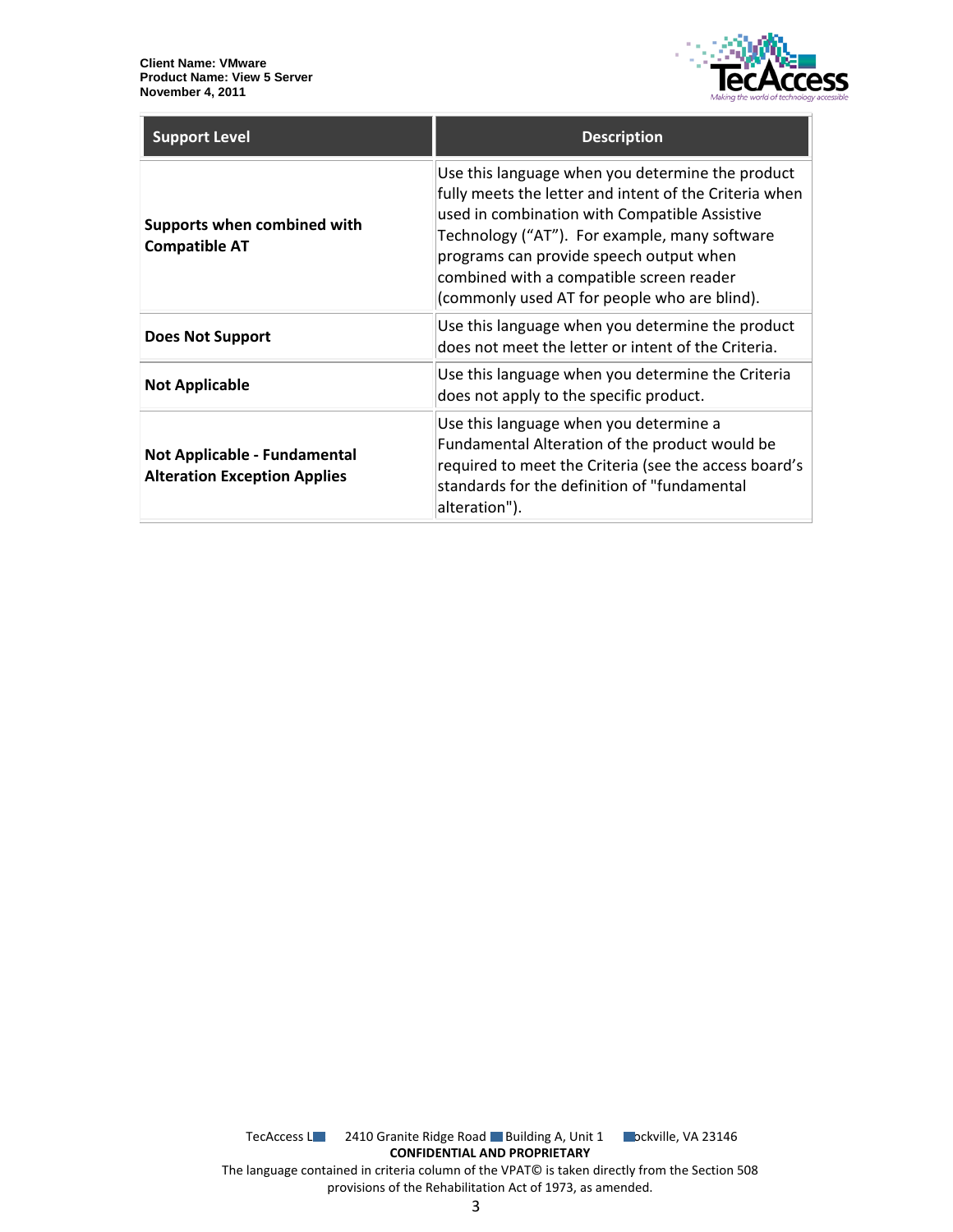| Support Level | Description |
|---|---|
| **Supports when combined with Compatible AT** | Use this language when you determine the product fully meets the letter and intent of the Criteria when used in combination with Compatible Assistive Technology ("AT"). For example, many software programs can provide speech output when combined with a compatible screen reader (commonly used AT for people who are blind). |
| **Does Not Support** | Use this language when you determine the product does not meet the letter or intent of the Criteria. |
| **Not Applicable** | Use this language when you determine the Criteria does not apply to the specific product. |
| **Not Applicable - Fundamental Alteration Exception Applies** | Use this language when you determine a Fundamental Alteration of the product would be required to meet the Criteria (see the access board's standards for the definition of "fundamental alteration"). |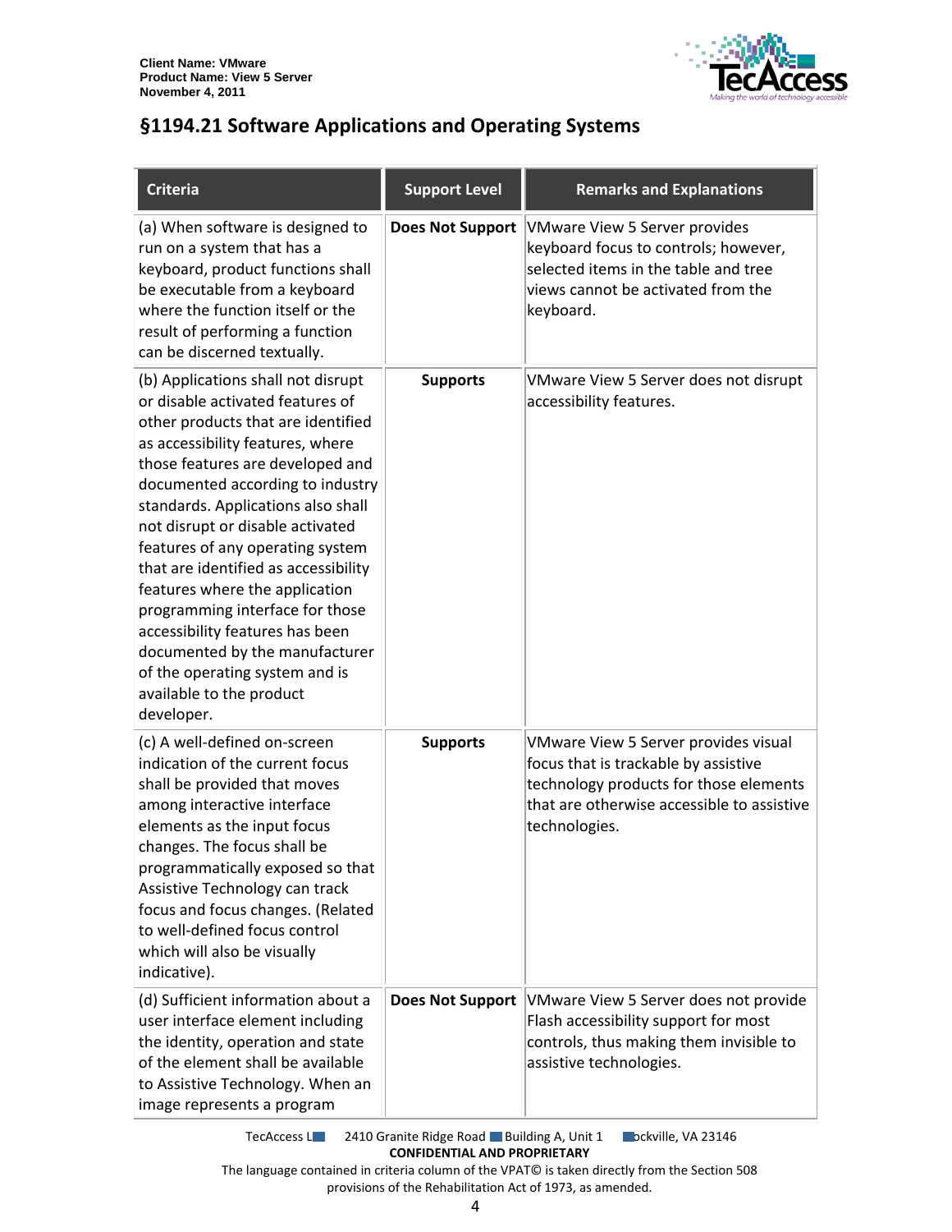## §1194.21 Software Applications and Operating Systems

| Criteria | Support Level | Remarks and Explanations |
| --- | --- | --- |
| (a) When software is designed to run on a system that has a keyboard, product functions shall be executable from a keyboard where the function itself or the result of performing a function can be discerned textually. | **Does Not Support** | VMware View 5 Server provides keyboard focus to controls; however, selected items in the table and tree views cannot be activated from the keyboard. |
| (b) Applications shall not disrupt or disable activated features of other products that are identified as accessibility features, where those features are developed and documented according to industry standards. Applications also shall not disrupt or disable activated features of any operating system that are identified as accessibility features where the application programming interface for those accessibility features has been documented by the manufacturer of the operating system and is available to the product developer. | **Supports** | VMware View 5 Server does not disrupt accessibility features. |
| (c) A well-defined on-screen indication of the current focus shall be provided that moves among interactive interface elements as the input focus changes. The focus shall be programmatically exposed so that Assistive Technology can track focus and focus changes. (Related to well-defined focus control which will also be visually indicative). | **Supports** | VMware View 5 Server provides visual focus that is trackable by assistive technology products for those elements that are otherwise accessible to assistive technologies. |
| (d) Sufficient information about a user interface element including the identity, operation and state of the element shall be available to Assistive Technology. When an image represents a program | **Does Not Support** | VMware View 5 Server does not provide Flash accessibility support for most controls, thus making them invisible to assistive technologies. |

TecAccess LLC 2410 Granite Ridge Road Building A, Unit 1 Rockville, VA 23146

**CONFIDENTIAL AND PROPRIETARY**

The language contained in criteria column of the VPAT© is taken directly from the Section 508 provisions of the Rehabilitation Act of 1973, as amended.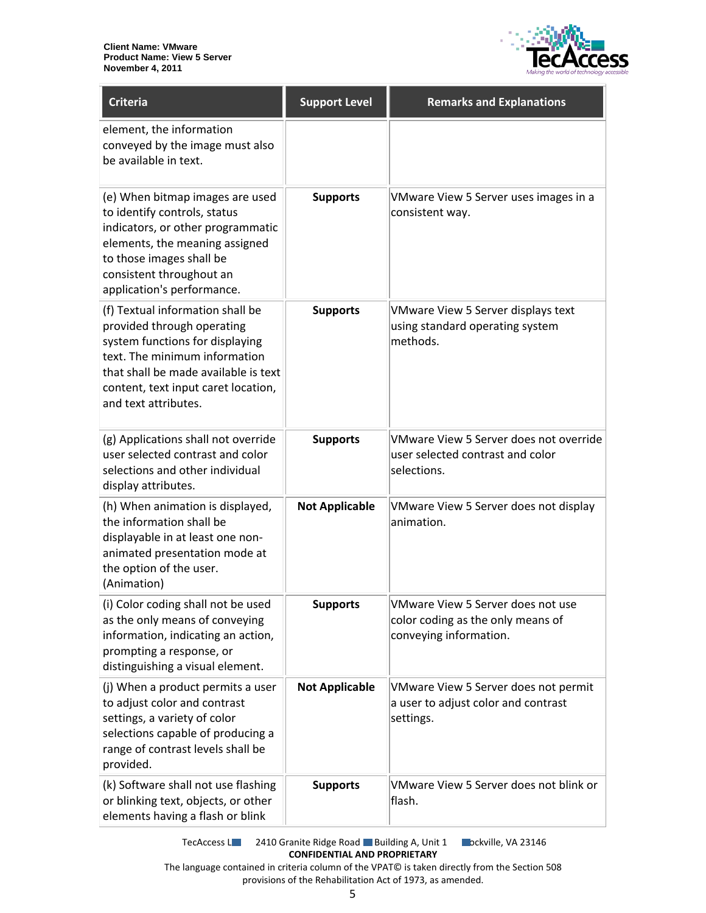| Criteria | Support Level | Remarks and Explanations |
|---|---|---|
| element, the information conveyed by the image must also be available in text. | | |
| (e) When bitmap images are used to identify controls, status indicators, or other programmatic elements, the meaning assigned to those images shall be consistent throughout an application's performance. | **Supports** | VMware View 5 Server uses images in a consistent way. |
| (f) Textual information shall be provided through operating system functions for displaying text. The minimum information that shall be made available is text content, text input caret location, and text attributes. | **Supports** | VMware View 5 Server displays text using standard operating system methods. |
| (g) Applications shall not override user selected contrast and color selections and other individual display attributes. | **Supports** | VMware View 5 Server does not override user selected contrast and color selections. |
| (h) When animation is displayed, the information shall be displayable in at least one non-animated presentation mode at the option of the user. (Animation) | **Not Applicable** | VMware View 5 Server does not display animation. |
| (i) Color coding shall not be used as the only means of conveying information, indicating an action, prompting a response, or distinguishing a visual element. | **Supports** | VMware View 5 Server does not use color coding as the only means of conveying information. |
| (j) When a product permits a user to adjust color and contrast settings, a variety of color selections capable of producing a range of contrast levels shall be provided. | **Not Applicable** | VMware View 5 Server does not permit a user to adjust color and contrast settings. |
| (k) Software shall not use flashing or blinking text, objects, or other elements having a flash or blink | **Supports** | VMware View 5 Server does not blink or flash. |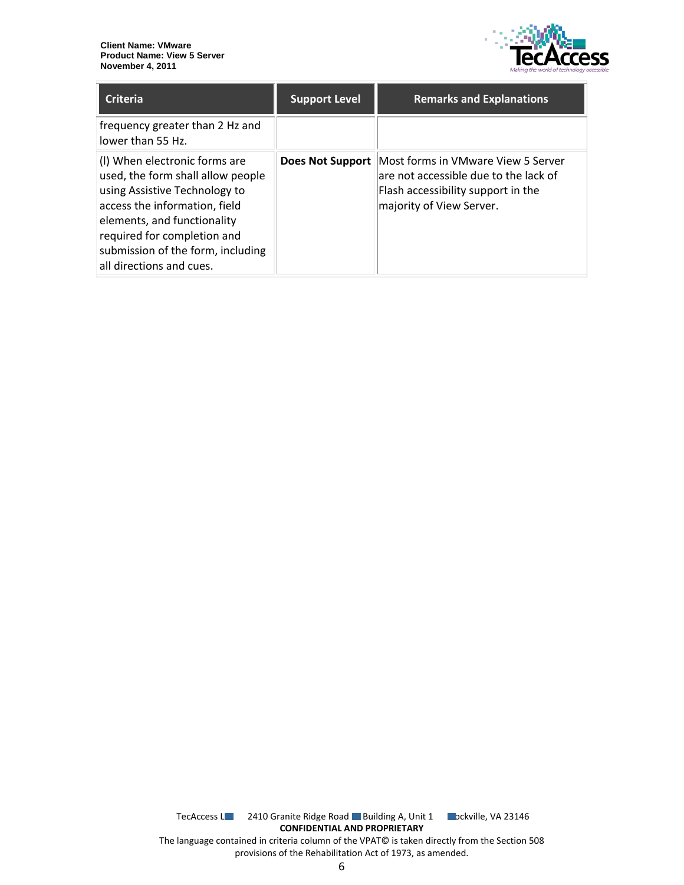| Criteria | Support Level | Remarks and Explanations |
| --- | --- | --- |
| frequency greater than 2 Hz and lower than 55 Hz. | | |
| (l) When electronic forms are used, the form shall allow people using Assistive Technology to access the information, field elements, and functionality required for completion and submission of the form, including all directions and cues. | **Does Not Support** | Most forms in VMware View 5 Server are not accessible due to the lack of Flash accessibility support in the majority of View Server. |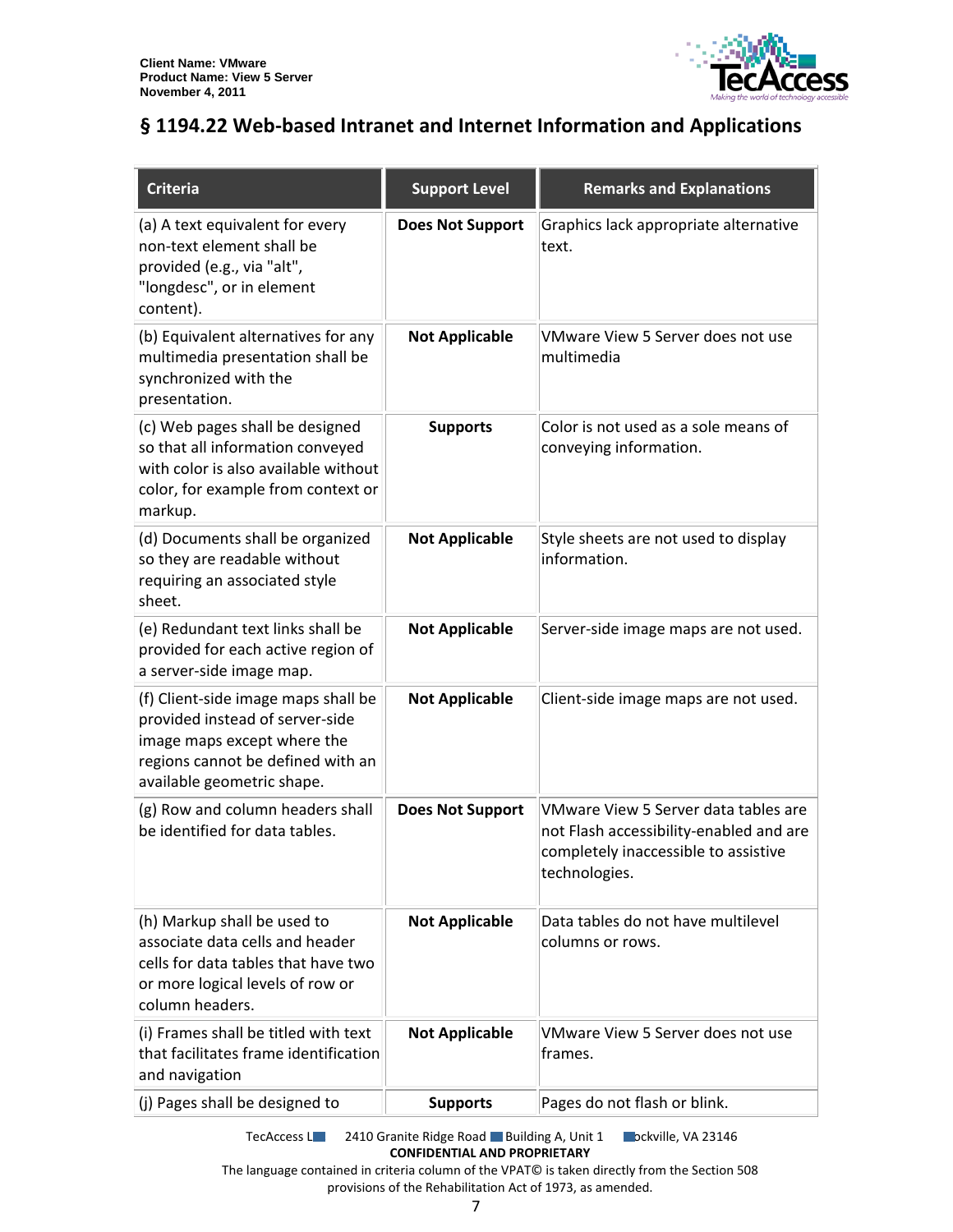## § 1194.22 Web-based Intranet and Internet Information and Applications

| Criteria | Support Level | Remarks and Explanations |
| --- | --- | --- |
| (a) A text equivalent for every non-text element shall be provided (e.g., via "alt", "longdesc", or in element content). | **Does Not Support** | Graphics lack appropriate alternative text. |
| (b) Equivalent alternatives for any multimedia presentation shall be synchronized with the presentation. | **Not Applicable** | VMware View 5 Server does not use multimedia |
| (c) Web pages shall be designed so that all information conveyed with color is also available without color, for example from context or markup. | **Supports** | Color is not used as a sole means of conveying information. |
| (d) Documents shall be organized so they are readable without requiring an associated style sheet. | **Not Applicable** | Style sheets are not used to display information. |
| (e) Redundant text links shall be provided for each active region of a server-side image map. | **Not Applicable** | Server-side image maps are not used. |
| (f) Client-side image maps shall be provided instead of server-side image maps except where the regions cannot be defined with an available geometric shape. | **Not Applicable** | Client-side image maps are not used. |
| (g) Row and column headers shall be identified for data tables. | **Does Not Support** | VMware View 5 Server data tables are not Flash accessibility-enabled and are completely inaccessible to assistive technologies. |
| (h) Markup shall be used to associate data cells and header cells for data tables that have two or more logical levels of row or column headers. | **Not Applicable** | Data tables do not have multilevel columns or rows. |
| (i) Frames shall be titled with text that facilitates frame identification and navigation | **Not Applicable** | VMware View 5 Server does not use frames. |
| (j) Pages shall be designed to | **Supports** | Pages do not flash or blink. |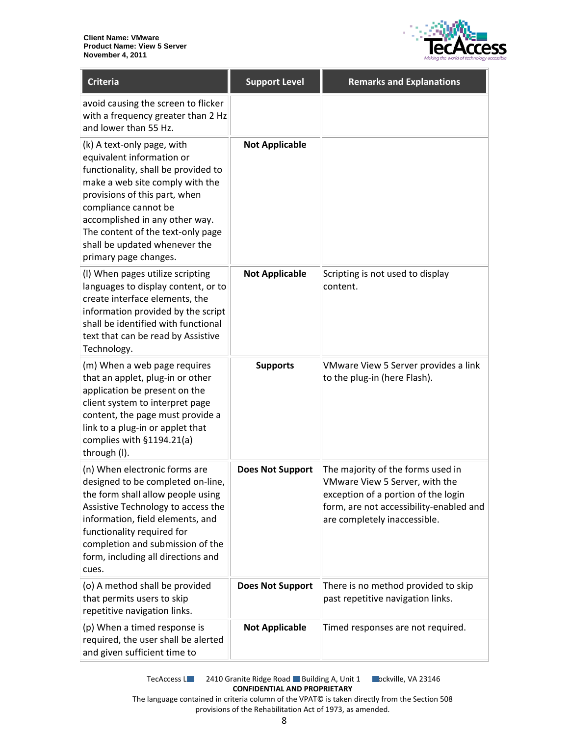| Criteria | Support Level | Remarks and Explanations |
| --- | --- | --- |
| avoid causing the screen to flicker with a frequency greater than 2 Hz and lower than 55 Hz. | | |
| (k) A text-only page, with equivalent information or functionality, shall be provided to make a web site comply with the provisions of this part, when compliance cannot be accomplished in any other way. The content of the text-only page shall be updated whenever the primary page changes. | **Not Applicable** | |
| (l) When pages utilize scripting languages to display content, or to create interface elements, the information provided by the script shall be identified with functional text that can be read by Assistive Technology. | **Not Applicable** | Scripting is not used to display content. |
| (m) When a web page requires that an applet, plug-in or other application be present on the client system to interpret page content, the page must provide a link to a plug-in or applet that complies with §1194.21(a) through (l). | **Supports** | VMware View 5 Server provides a link to the plug-in (here Flash). |
| (n) When electronic forms are designed to be completed on-line, the form shall allow people using Assistive Technology to access the information, field elements, and functionality required for completion and submission of the form, including all directions and cues. | **Does Not Support** | The majority of the forms used in VMware View 5 Server, with the exception of a portion of the login form, are not accessibility-enabled and are completely inaccessible. |
| (o) A method shall be provided that permits users to skip repetitive navigation links. | **Does Not Support** | There is no method provided to skip past repetitive navigation links. |
| (p) When a timed response is required, the user shall be alerted and given sufficient time to | **Not Applicable** | Timed responses are not required. |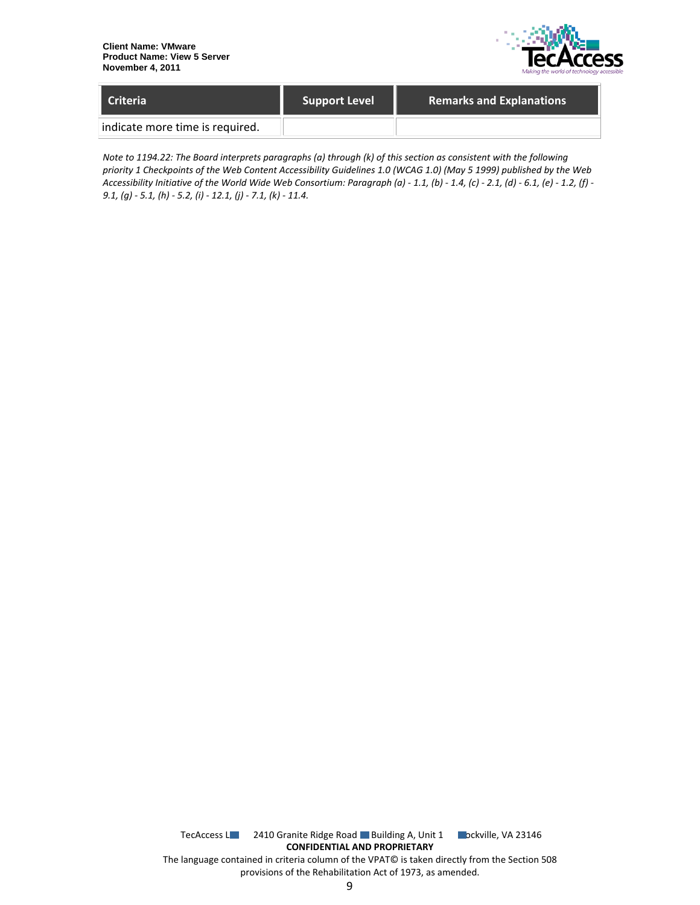| Criteria | Support Level | Remarks and Explanations |
| --- | --- | --- |
| indicate more time is required. | | |

*Note to 1194.22: The Board interprets paragraphs (a) through (k) of this section as consistent with the following priority 1 Checkpoints of the Web Content Accessibility Guidelines 1.0 (WCAG 1.0) (May 5 1999) published by the Web Accessibility Initiative of the World Wide Web Consortium: Paragraph (a) - 1.1, (b) - 1.4, (c) - 2.1, (d) - 6.1, (e) - 1.2, (f) - 9.1, (g) - 5.1, (h) - 5.2, (i) - 12.1, (j) - 7.1, (k) - 11.4.*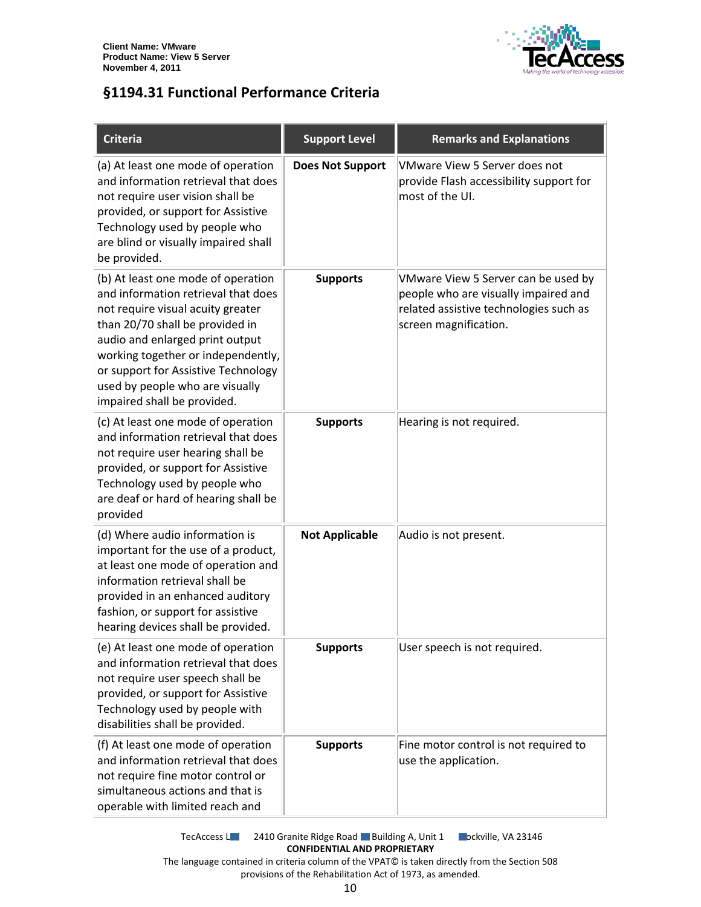## §1194.31 Functional Performance Criteria

| Criteria | Support Level | Remarks and Explanations |
|---|---|---|
| (a) At least one mode of operation and information retrieval that does not require user vision shall be provided, or support for Assistive Technology used by people who are blind or visually impaired shall be provided. | **Does Not Support** | VMware View 5 Server does not provide Flash accessibility support for most of the UI. |
| (b) At least one mode of operation and information retrieval that does not require visual acuity greater than 20/70 shall be provided in audio and enlarged print output working together or independently, or support for Assistive Technology used by people who are visually impaired shall be provided. | **Supports** | VMware View 5 Server can be used by people who are visually impaired and related assistive technologies such as screen magnification. |
| (c) At least one mode of operation and information retrieval that does not require user hearing shall be provided, or support for Assistive Technology used by people who are deaf or hard of hearing shall be provided | **Supports** | Hearing is not required. |
| (d) Where audio information is important for the use of a product, at least one mode of operation and information retrieval shall be provided in an enhanced auditory fashion, or support for assistive hearing devices shall be provided. | **Not Applicable** | Audio is not present. |
| (e) At least one mode of operation and information retrieval that does not require user speech shall be provided, or support for Assistive Technology used by people with disabilities shall be provided. | **Supports** | User speech is not required. |
| (f) At least one mode of operation and information retrieval that does not require fine motor control or simultaneous actions and that is operable with limited reach and | **Supports** | Fine motor control is not required to use the application. |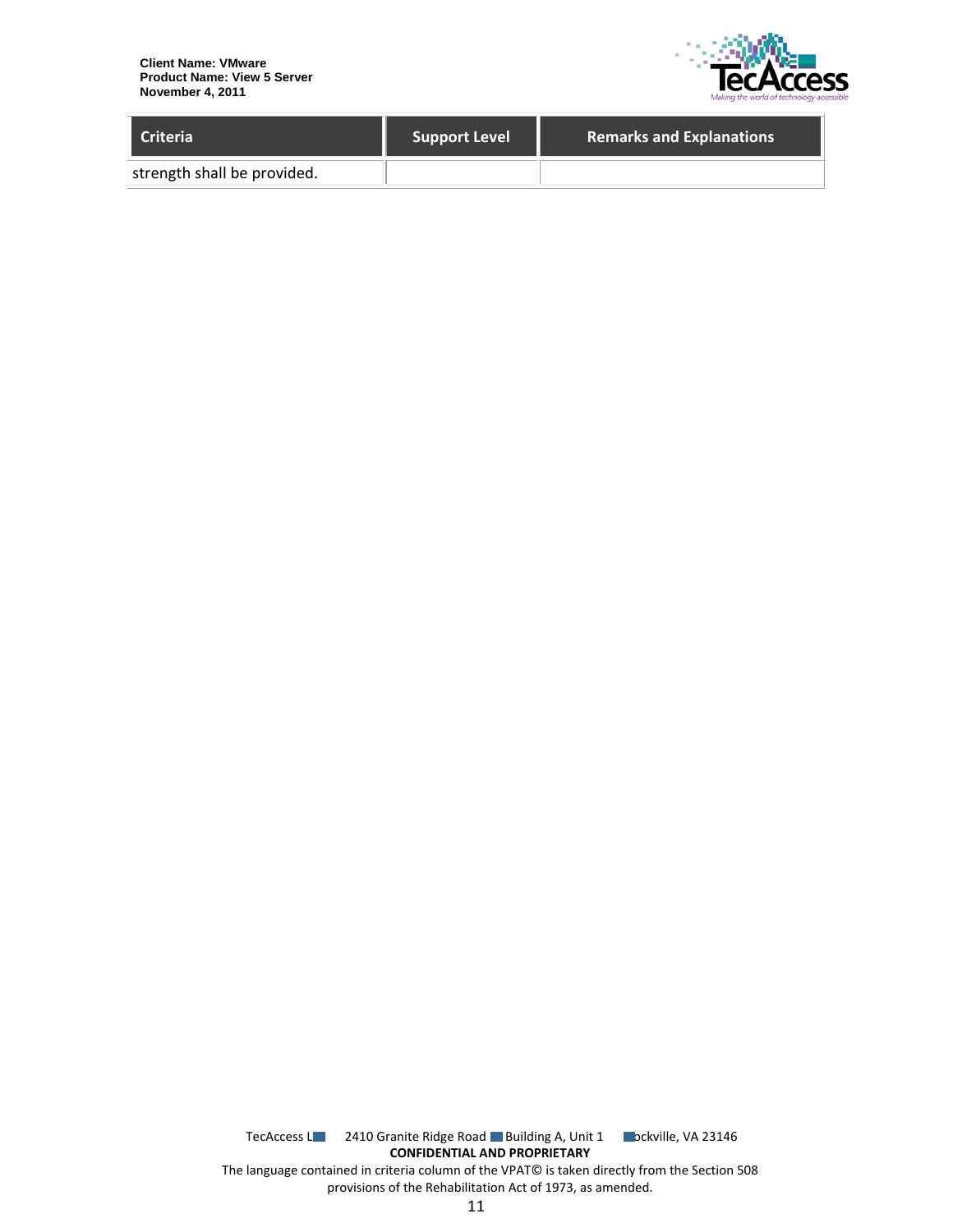| Criteria | Support Level | Remarks and Explanations |
| --- | --- | --- |
| strength shall be provided. | | |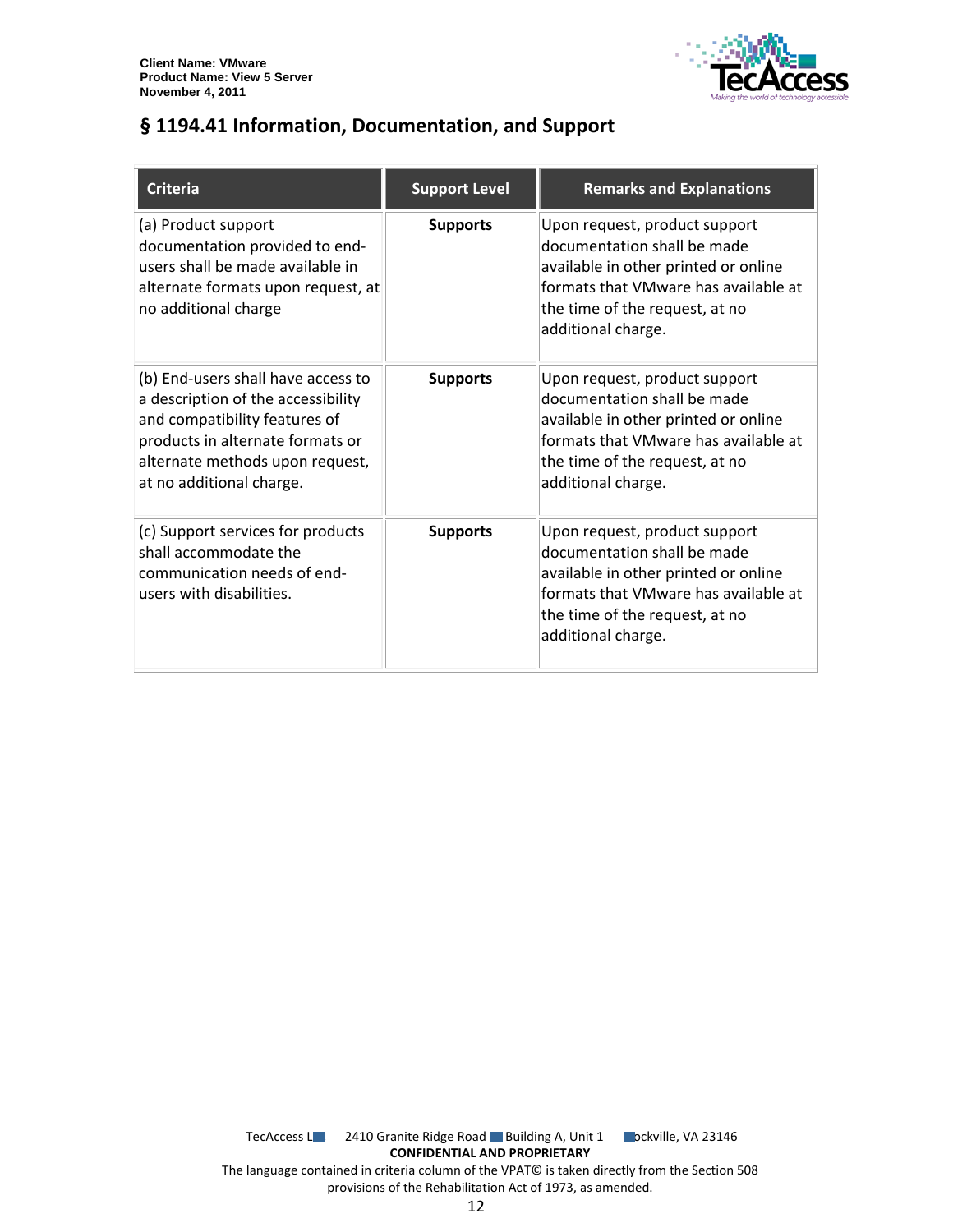## § 1194.41 Information, Documentation, and Support

| Criteria | Support Level | Remarks and Explanations |
|---|---|---|
| (a) Product support documentation provided to end-users shall be made available in alternate formats upon request, at no additional charge | **Supports** | Upon request, product support documentation shall be made available in other printed or online formats that VMware has available at the time of the request, at no additional charge. |
| (b) End-users shall have access to a description of the accessibility and compatibility features of products in alternate formats or alternate methods upon request, at no additional charge. | **Supports** | Upon request, product support documentation shall be made available in other printed or online formats that VMware has available at the time of the request, at no additional charge. |
| (c) Support services for products shall accommodate the communication needs of end-users with disabilities. | **Supports** | Upon request, product support documentation shall be made available in other printed or online formats that VMware has available at the time of the request, at no additional charge. |